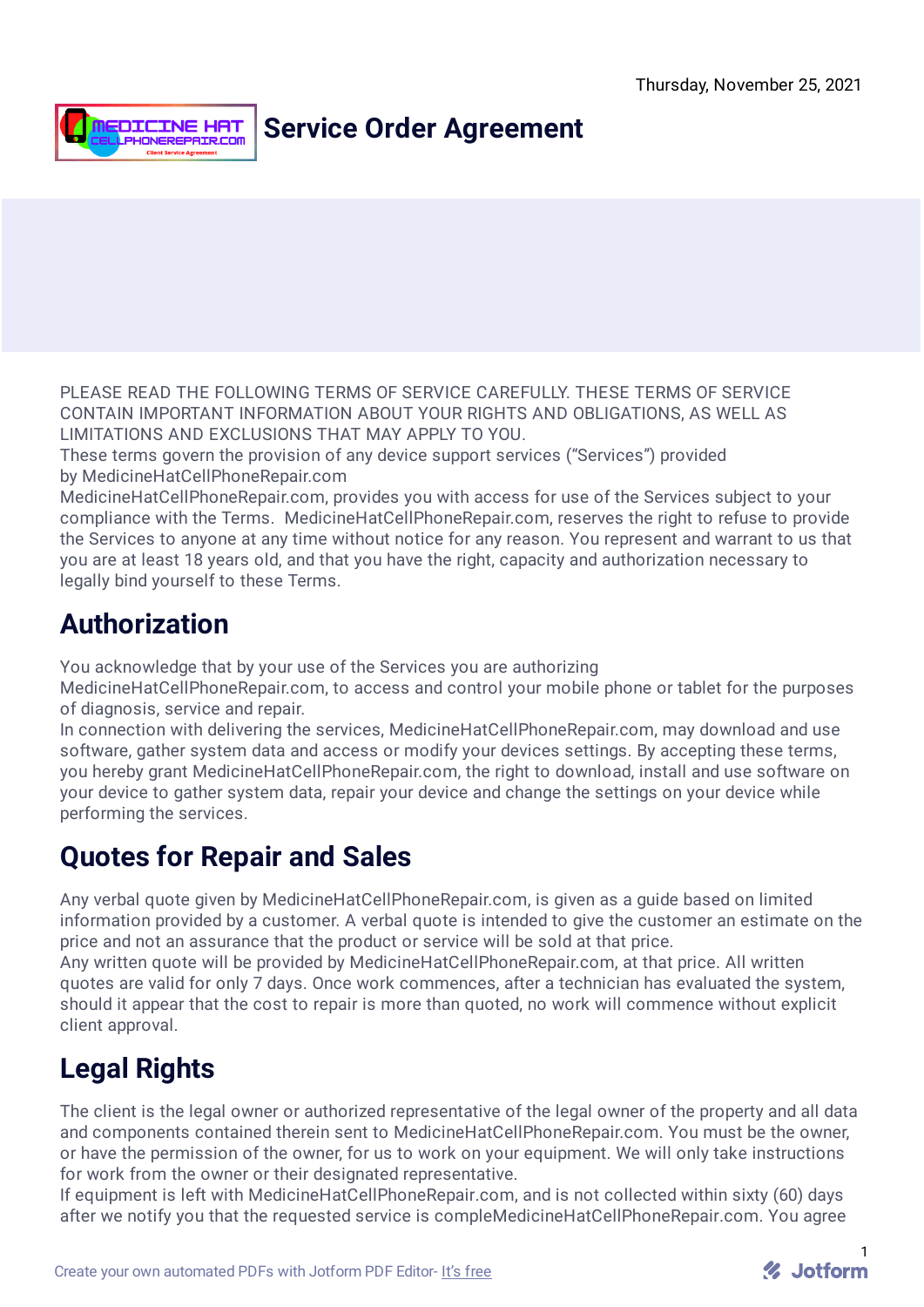Thursday, November 25, 2021

# Service Order Agreement

PLEASE READ THE FOLLOWING TERMS OF SERVICE CAREFULLY. THESE TERMS OF SERVICE CONTAIN IMPORTANT INFORMATION ABOUT YOUR RIGHTS AND OBLIGATIONS, AS WELL AS LIMITATIONS AND EXCLUSIONS THAT MAY APPLY TO YOU.

These terms govern the provision of any device support services ("Services") provided by MedicineHatCellPhoneRepair.com

MedicineHatCellPhoneRepair.com, provides you with access for use of the Services subject to your compliance with the Terms. MedicineHatCellPhoneRepair.com, reserves the right to refuse to provide the Services to anyone at any time without notice for any reason. You represent and warrant to us that you are at least 18 years old, and that you have the right, capacity and authorization necessary to legally bind yourself to these Terms.

## Authorization

You acknowledge that by your use of the Services you are authorizing MedicineHatCellPhoneRepair.com, to access and control your mobile phone or tablet for the purposes of diagnosis, service and repair.

In connection with delivering the services, MedicineHatCellPhoneRepair.com, may download and use software, gather system data and access or modify your devices settings. By accepting these terms, you hereby grant MedicineHatCellPhoneRepair.com, the right to download, install and use software on your device to gather system data, repair your device and change the settings on your device while performing the services.

## Quotes for Repair and Sales

Any verbal quote given by MedicineHatCellPhoneRepair.com, is given as a guide based on limited information provided by a customer. A verbal quote is intended to give the customer an estimate on the price and not an assurance that the product or service will be sold at that price.

Any written quote will be provided by MedicineHatCellPhoneRepair.com, at that price. All written quotes are valid for only 7 days. Once work commences, after a technician has evaluated the system, should it appear that the cost to repair is more than quoted, no work will commence without explicit client approval.

## Legal Rights

The client is the legal owner or authorized representative of the legal owner of the property and all data and components contained therein sent to MedicineHatCellPhoneRepair.com. You must be the owner, or have the permission of the owner, for us to work on your equipment. We will only take instructions for work from the owner or their designated representative.

If equipment is left with MedicineHatCellPhoneRepair.com, and is not collected within sixty (60) days after we notify you that the requested service is compleMedicineHatCellPhoneRepair.com. You agree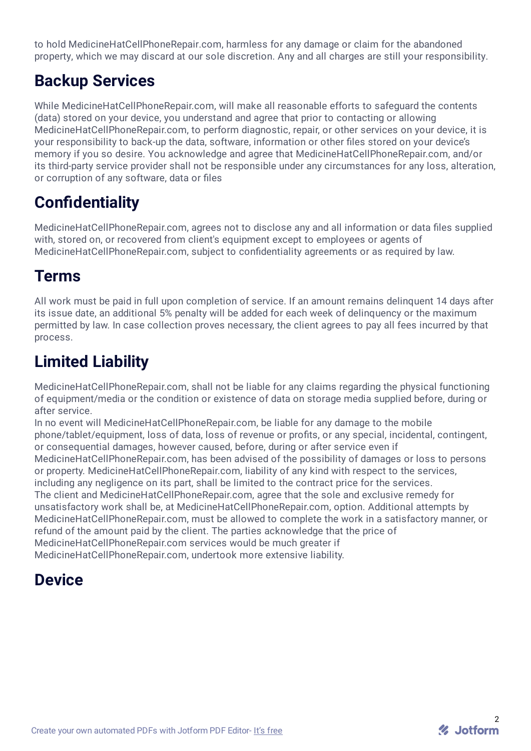to hold MedicineHatCellPhoneRepair.com, harmless for any damage or claim for the abandoned property, which we may discard at our sole discretion. Any and all charges are still your responsibility.

## Backup Services

While MedicineHatCellPhoneRepair.com, will make all reasonable efforts to safeguard the contents (data) stored on your device, you understand and agree that prior to contacting or allowing MedicineHatCellPhoneRepair.com, to perform diagnostic, repair, or other services on your device, it is your responsibility to back-up the data, software, information or other files stored on your device's memory if you so desire. You acknowledge and agree that MedicineHatCellPhoneRepair.com, and/or its third-party service provider shall not be responsible under any circumstances for any loss, alteration, or corruption of any software, data or files

## Confidentiality

MedicineHatCellPhoneRepair.com, agrees not to disclose any and all information or data files supplied with, stored on, or recovered from client's equipment except to employees or agents of MedicineHatCellPhoneRepair.com, subject to confidentiality agreements or as required by law.

## Terms

All work must be paid in full upon completion of service. If an amount remains delinquent 14 days after its issue date, an additional 5% penalty will be added for each week of delinquency or the maximum permitted by law. In case collection proves necessary, the client agrees to pay all fees incurred by that process.

## Limited Liability

MedicineHatCellPhoneRepair.com, shall not be liable for any claims regarding the physical functioning of equipment/media or the condition or existence of data on storage media supplied before, during or after service.
In no event will MedicineHatCellPhoneRepair.com, be liable for any damage to the mobile phone/tablet/equipment, loss of data, loss of revenue or profits, or any special, incidental, contingent, or consequential damages, however caused, before, during or after service even if MedicineHatCellPhoneRepair.com, has been advised of the possibility of damages or loss to persons or property. MedicineHatCellPhoneRepair.com, liability of any kind with respect to the services, including any negligence on its part, shall be limited to the contract price for the services.
The client and MedicineHatCellPhoneRepair.com, agree that the sole and exclusive remedy for unsatisfactory work shall be, at MedicineHatCellPhoneRepair.com, option. Additional attempts by MedicineHatCellPhoneRepair.com, must be allowed to complete the work in a satisfactory manner, or refund of the amount paid by the client. The parties acknowledge that the price of MedicineHatCellPhoneRepair.com services would be much greater if MedicineHatCellPhoneRepair.com, undertook more extensive liability.

## Device